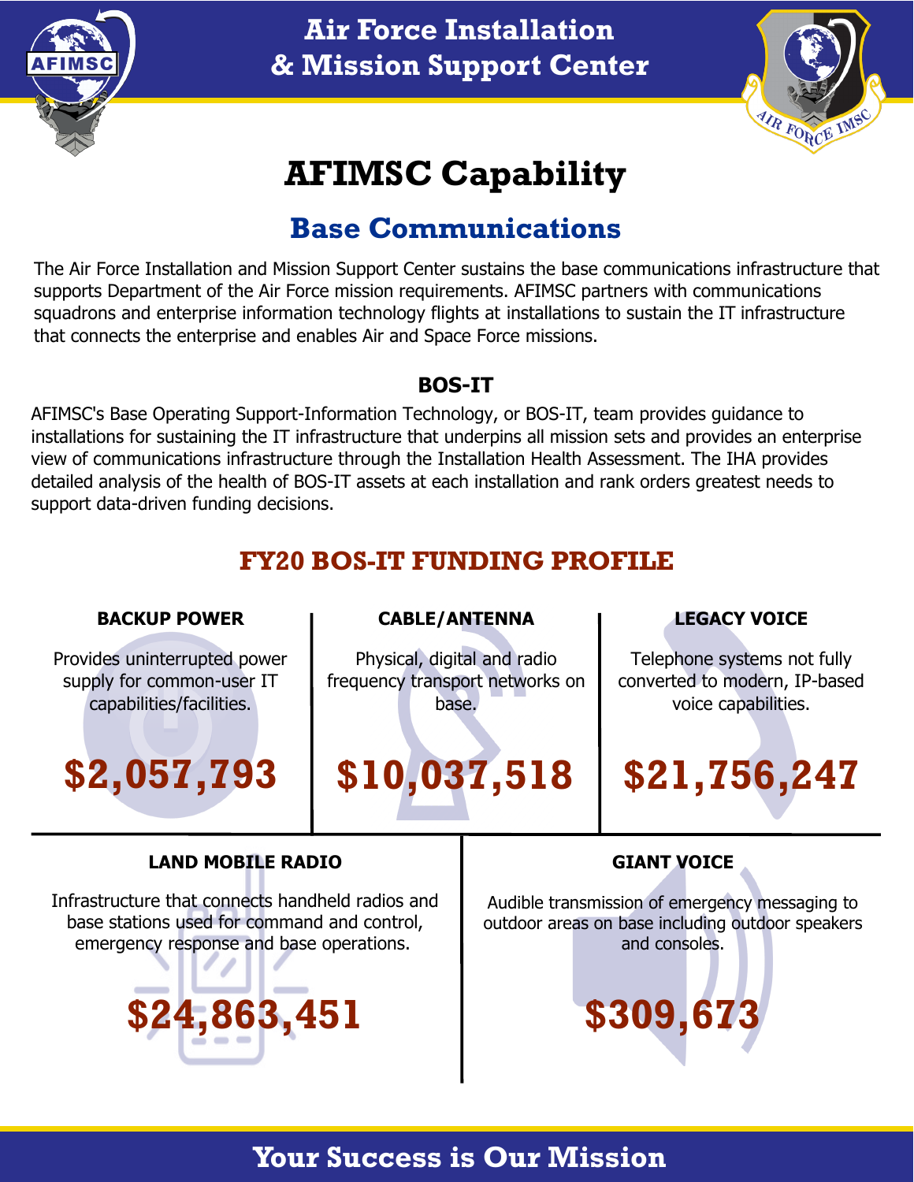# Air Force Installation & Mission Support Center

# AFIMSC Capability

## Base Communications

The Air Force Installation and Mission Support Center sustains the base communications infrastructure that supports Department of the Air Force mission requirements. AFIMSC partners with communications squadrons and enterprise information technology flights at installations to sustain the IT infrastructure that connects the enterprise and enables Air and Space Force missions.

### BOS-IT

AFIMSC's Base Operating Support-Information Technology, or BOS-IT, team provides guidance to installations for sustaining the IT infrastructure that underpins all mission sets and provides an enterprise view of communications infrastructure through the Installation Health Assessment. The IHA provides detailed analysis of the health of BOS-IT assets at each installation and rank orders greatest needs to support data-driven funding decisions.

## FY20 BOS-IT FUNDING PROFILE

**BACKUP POWER**

Provides uninterrupted power supply for common-user IT capabilities/facilities.

**$2,057,793**

**CABLE/ANTENNA**

Physical, digital and radio frequency transport networks on base.

**$10,037,518**

**LEGACY VOICE**

Telephone systems not fully converted to modern, IP-based voice capabilities.

**$21,756,247**

**LAND MOBILE RADIO**

Infrastructure that connects handheld radios and base stations used for command and control, emergency response and base operations.

**$24,863,451**

**GIANT VOICE**

Audible transmission of emergency messaging to outdoor areas on base including outdoor speakers and consoles.

**$309,673**

**Your Success is Our Mission**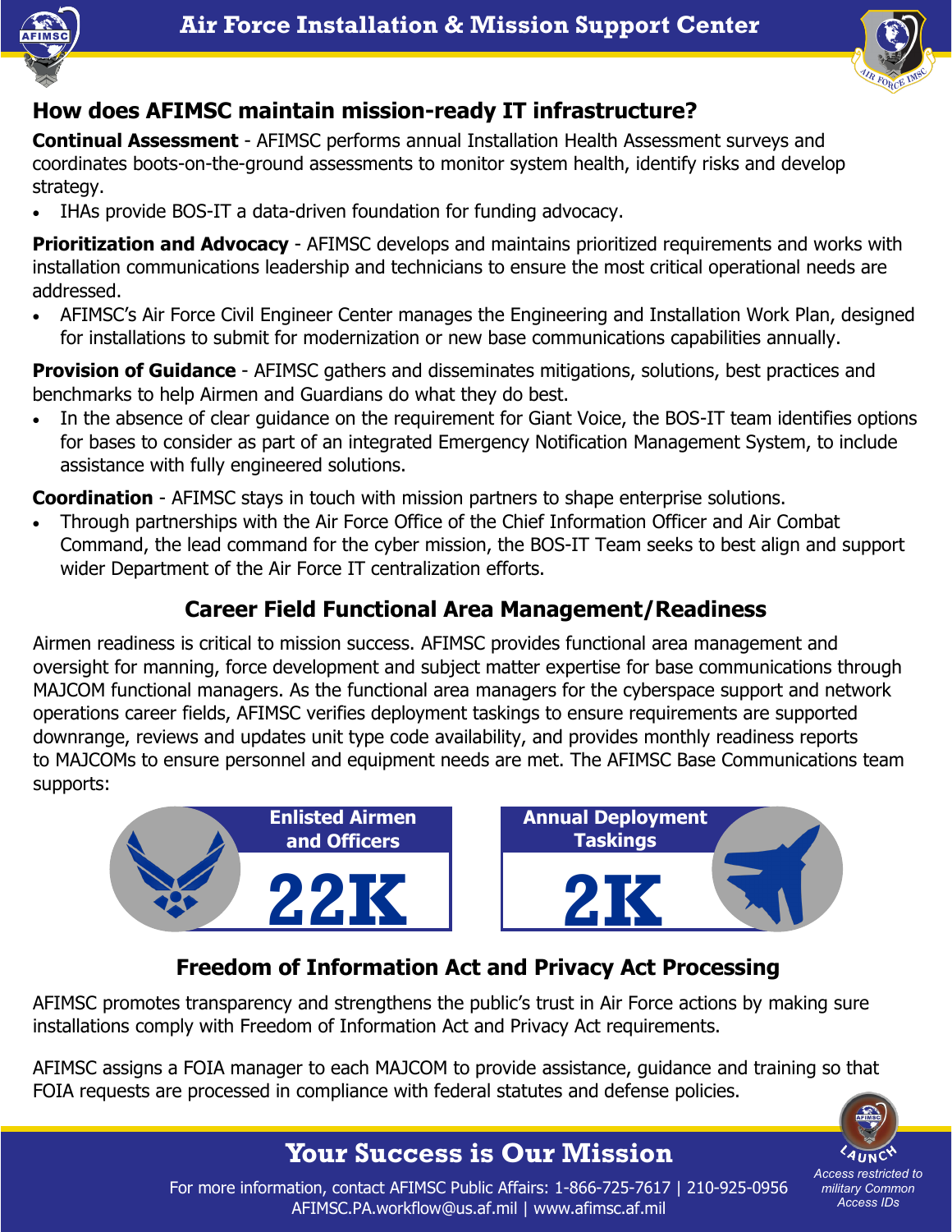## How does AFIMSC maintain mission-ready IT infrastructure?

**Continual Assessment** - AFIMSC performs annual Installation Health Assessment surveys and coordinates boots-on-the-ground assessments to monitor system health, identify risks and develop strategy.

- IHAs provide BOS-IT a data-driven foundation for funding advocacy.

**Prioritization and Advocacy** - AFIMSC develops and maintains prioritized requirements and works with installation communications leadership and technicians to ensure the most critical operational needs are addressed.

- AFIMSC's Air Force Civil Engineer Center manages the Engineering and Installation Work Plan, designed for installations to submit for modernization or new base communications capabilities annually.

**Provision of Guidance** - AFIMSC gathers and disseminates mitigations, solutions, best practices and benchmarks to help Airmen and Guardians do what they do best.

- In the absence of clear guidance on the requirement for Giant Voice, the BOS-IT team identifies options for bases to consider as part of an integrated Emergency Notification Management System, to include assistance with fully engineered solutions.

**Coordination** - AFIMSC stays in touch with mission partners to shape enterprise solutions.

- Through partnerships with the Air Force Office of the Chief Information Officer and Air Combat Command, the lead command for the cyber mission, the BOS-IT Team seeks to best align and support wider Department of the Air Force IT centralization efforts.

## Career Field Functional Area Management/Readiness

Airmen readiness is critical to mission success. AFIMSC provides functional area management and oversight for manning, force development and subject matter expertise for base communications through MAJCOM functional managers. As the functional area managers for the cyberspace support and network operations career fields, AFIMSC verifies deployment taskings to ensure requirements are supported downrange, reviews and updates unit type code availability, and provides monthly readiness reports to MAJCOMs to ensure personnel and equipment needs are met. The AFIMSC Base Communications team supports:

**Enlisted Airmen and Officers**
**22K**

**Annual Deployment Taskings**
**2K**

## Freedom of Information Act and Privacy Act Processing

AFIMSC promotes transparency and strengthens the public's trust in Air Force actions by making sure installations comply with Freedom of Information Act and Privacy Act requirements.

AFIMSC assigns a FOIA manager to each MAJCOM to provide assistance, guidance and training so that FOIA requests are processed in compliance with federal statutes and defense policies.

## Your Success is Our Mission

For more information, contact AFIMSC Public Affairs: 1-866-725-7617 | 210-925-0956
AFIMSC.PA.workflow@us.af.mil | www.afimsc.af.mil

LAUNCH
*Access restricted to military Common Access IDs*